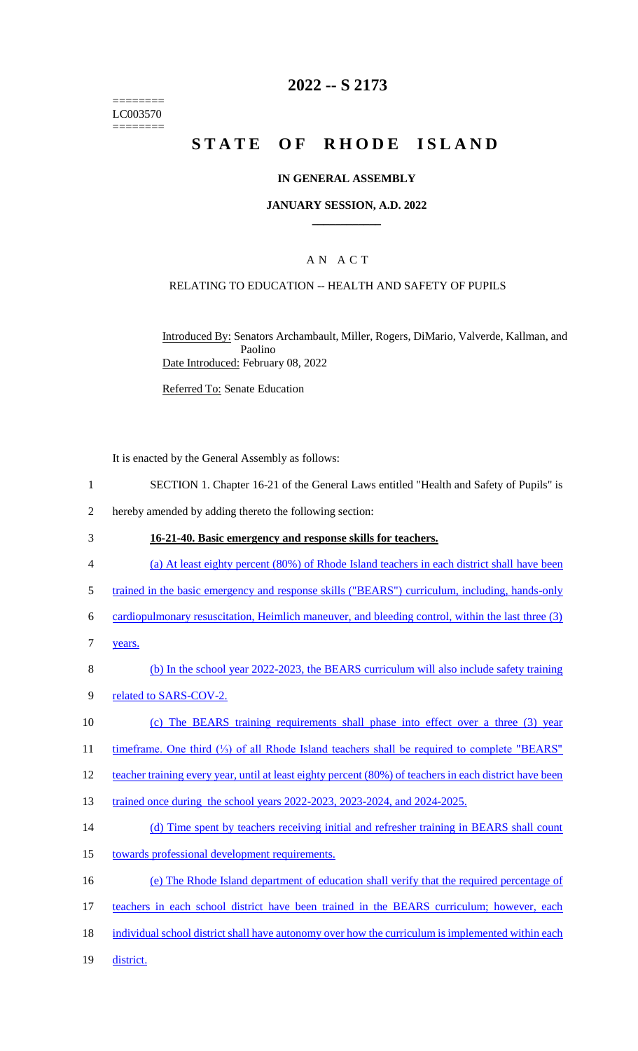========
LC003570
========

# 2022 -- S 2173

# STATE OF RHODE ISLAND

## IN GENERAL ASSEMBLY

### JANUARY SESSION, A.D. 2022

### A N A C T

RELATING TO EDUCATION -- HEALTH AND SAFETY OF PUPILS

Introduced By: Senators Archambault, Miller, Rogers, DiMario, Valverde, Kallman, and Paolino

Date Introduced: February 08, 2022

Referred To: Senate Education

It is enacted by the General Assembly as follows:

1 SECTION 1. Chapter 16-21 of the General Laws entitled "Health and Safety of Pupils" is
2 hereby amended by adding thereto the following section:

3 **16-21-40. Basic emergency and response skills for teachers.**

4 (a) At least eighty percent (80%) of Rhode Island teachers in each district shall have been
5 trained in the basic emergency and response skills ("BEARS") curriculum, including, hands-only
6 cardiopulmonary resuscitation, Heimlich maneuver, and bleeding control, within the last three (3)
7 years.

8 (b) In the school year 2022-2023, the BEARS curriculum will also include safety training
9 related to SARS-COV-2.

10 (c) The BEARS training requirements shall phase into effect over a three (3) year
11 timeframe. One third (⅓) of all Rhode Island teachers shall be required to complete "BEARS"
12 teacher training every year, until at least eighty percent (80%) of teachers in each district have been
13 trained once during the school years 2022-2023, 2023-2024, and 2024-2025.

14 (d) Time spent by teachers receiving initial and refresher training in BEARS shall count
15 towards professional development requirements.

16 (e) The Rhode Island department of education shall verify that the required percentage of
17 teachers in each school district have been trained in the BEARS curriculum; however, each
18 individual school district shall have autonomy over how the curriculum is implemented within each
19 district.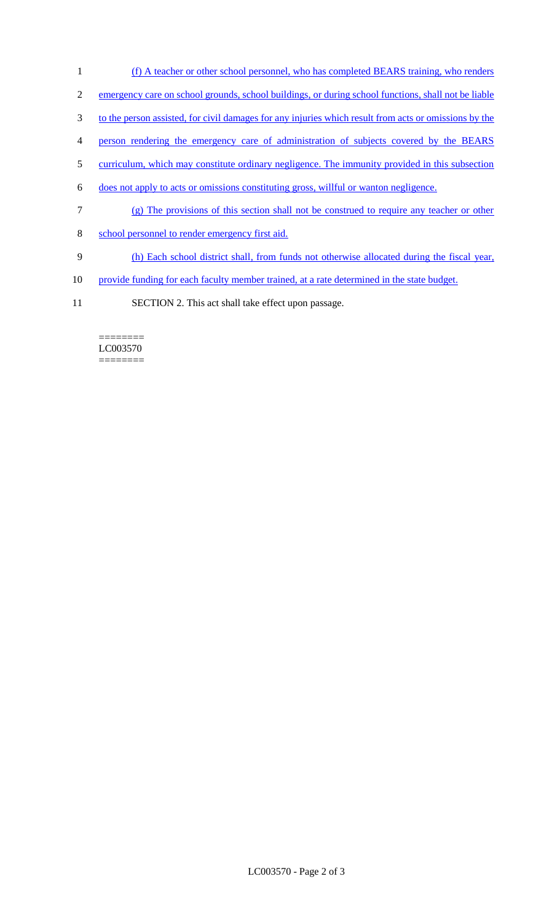(f) A teacher or other school personnel, who has completed BEARS training, who renders emergency care on school grounds, school buildings, or during school functions, shall not be liable to the person assisted, for civil damages for any injuries which result from acts or omissions by the person rendering the emergency care of administration of subjects covered by the BEARS curriculum, which may constitute ordinary negligence. The immunity provided in this subsection does not apply to acts or omissions constituting gross, willful or wanton negligence.

(g) The provisions of this section shall not be construed to require any teacher or other school personnel to render emergency first aid.

(h) Each school district shall, from funds not otherwise allocated during the fiscal year, provide funding for each faculty member trained, at a rate determined in the state budget.

SECTION 2. This act shall take effect upon passage.

========
LC003570
========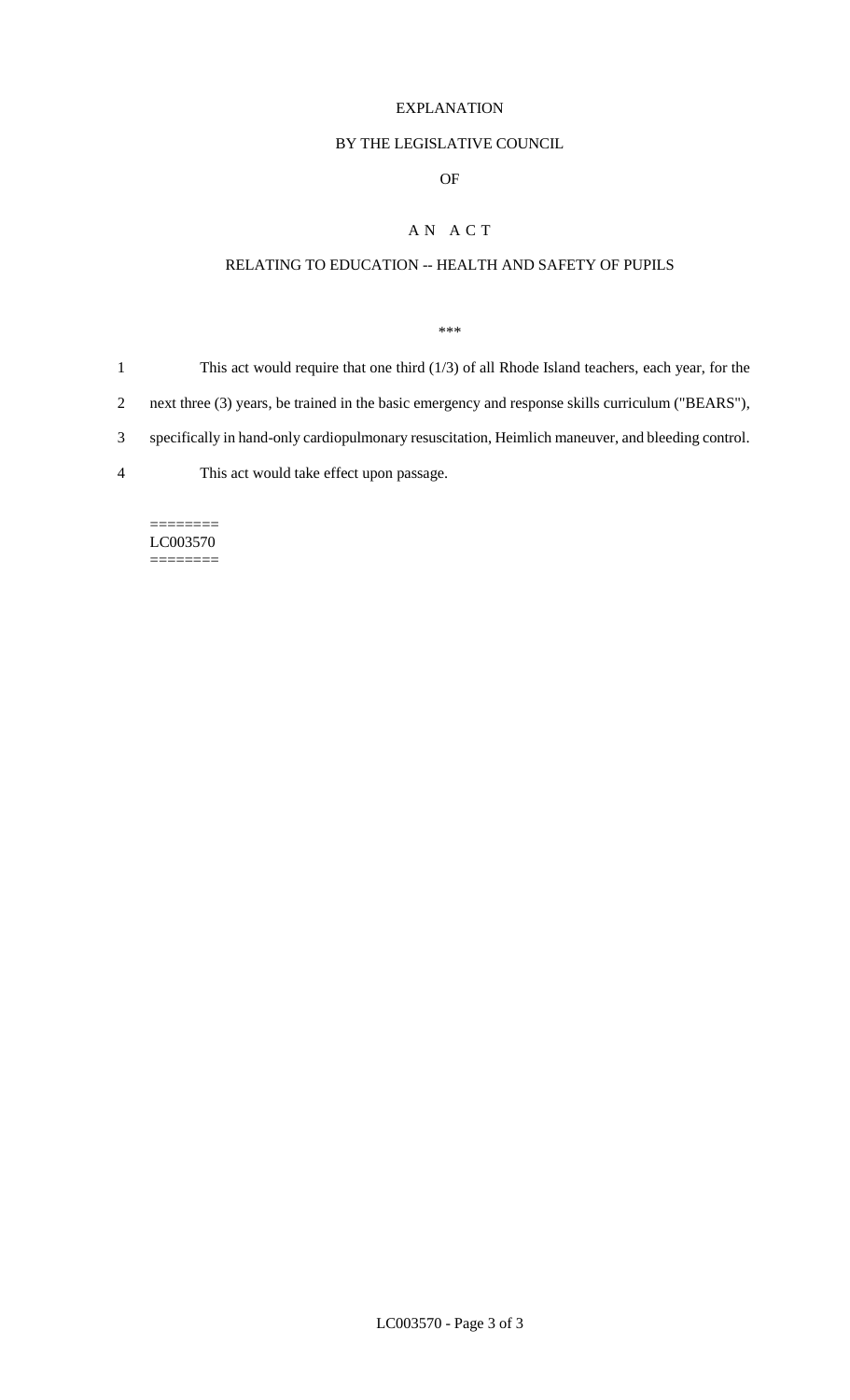EXPLANATION

BY THE LEGISLATIVE COUNCIL

OF

A N A C T

RELATING TO EDUCATION -- HEALTH AND SAFETY OF PUPILS

\*\*\*

1 This act would require that one third (1/3) of all Rhode Island teachers, each year, for the
2 next three (3) years, be trained in the basic emergency and response skills curriculum ("BEARS"),
3 specifically in hand-only cardiopulmonary resuscitation, Heimlich maneuver, and bleeding control.
4 This act would take effect upon passage.

========
LC003570
========